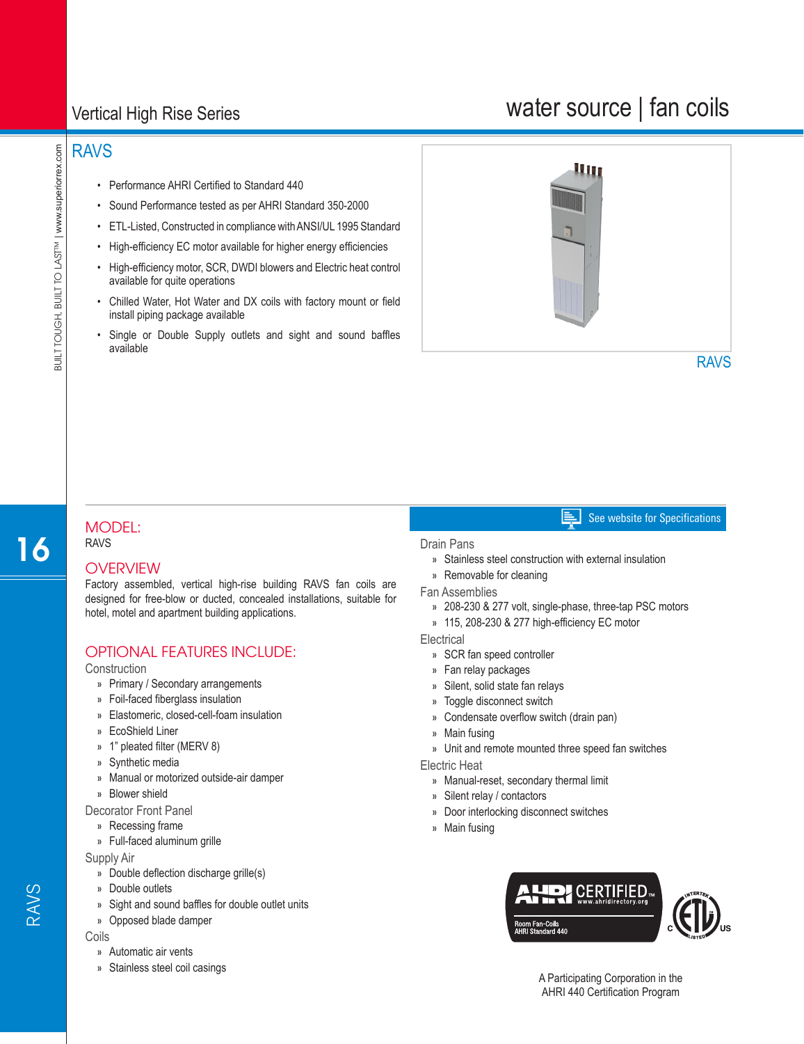# Vertical High Rise Series

# water source | fan coils

## RAVS

- Performance AHRI Certified to Standard 440
- Sound Performance tested as per AHRI Standard 350-2000
- ETL-Listed, Constructed in compliance with ANSI/UL 1995 Standard
- High-efficiency EC motor available for higher energy efficiencies
- High-efficiency motor, SCR, DWDI blowers and Electric heat control available for quite operations
- Chilled Water, Hot Water and DX coils with factory mount or field install piping package available
- Single or Double Supply outlets and sight and sound baffles available

RAVS

## MODEL:

RAVS

## OVERVIEW

Factory assembled, vertical high-rise building RAVS fan coils are designed for free-blow or ducted, concealed installations, suitable for hotel, motel and apartment building applications.

## OPTIONAL FEATURES INCLUDE:

### Construction

- Primary / Secondary arrangements
- Foil-faced fiberglass insulation
- Elastomeric, closed-cell-foam insulation
- EcoShield Liner
- 1" pleated filter (MERV 8)
- Synthetic media
- Manual or motorized outside-air damper
- Blower shield

### Decorator Front Panel

- Recessing frame
- Full-faced aluminum grille

### Supply Air

- Double deflection discharge grille(s)
- Double outlets
- Sight and sound baffles for double outlet units
- Opposed blade damper

### Coils

- Automatic air vents
- Stainless steel coil casings

See website for Specifications

### Drain Pans

- Stainless steel construction with external insulation
- Removable for cleaning

### Fan Assemblies

- 208-230 & 277 volt, single-phase, three-tap PSC motors
- 115, 208-230 & 277 high-efficiency EC motor

### Electrical

- SCR fan speed controller
- Fan relay packages
- Silent, solid state fan relays
- Toggle disconnect switch
- Condensate overflow switch (drain pan)
- Main fusing
- Unit and remote mounted three speed fan switches

### Electric Heat

- Manual-reset, secondary thermal limit
- Silent relay / contactors
- Door interlocking disconnect switches
- Main fusing

AHRI CERTIFIED™ www.ahridirectory.org Room Fan-Coils AHRI Standard 440

A Participating Corporation in the AHRI 440 Certification Program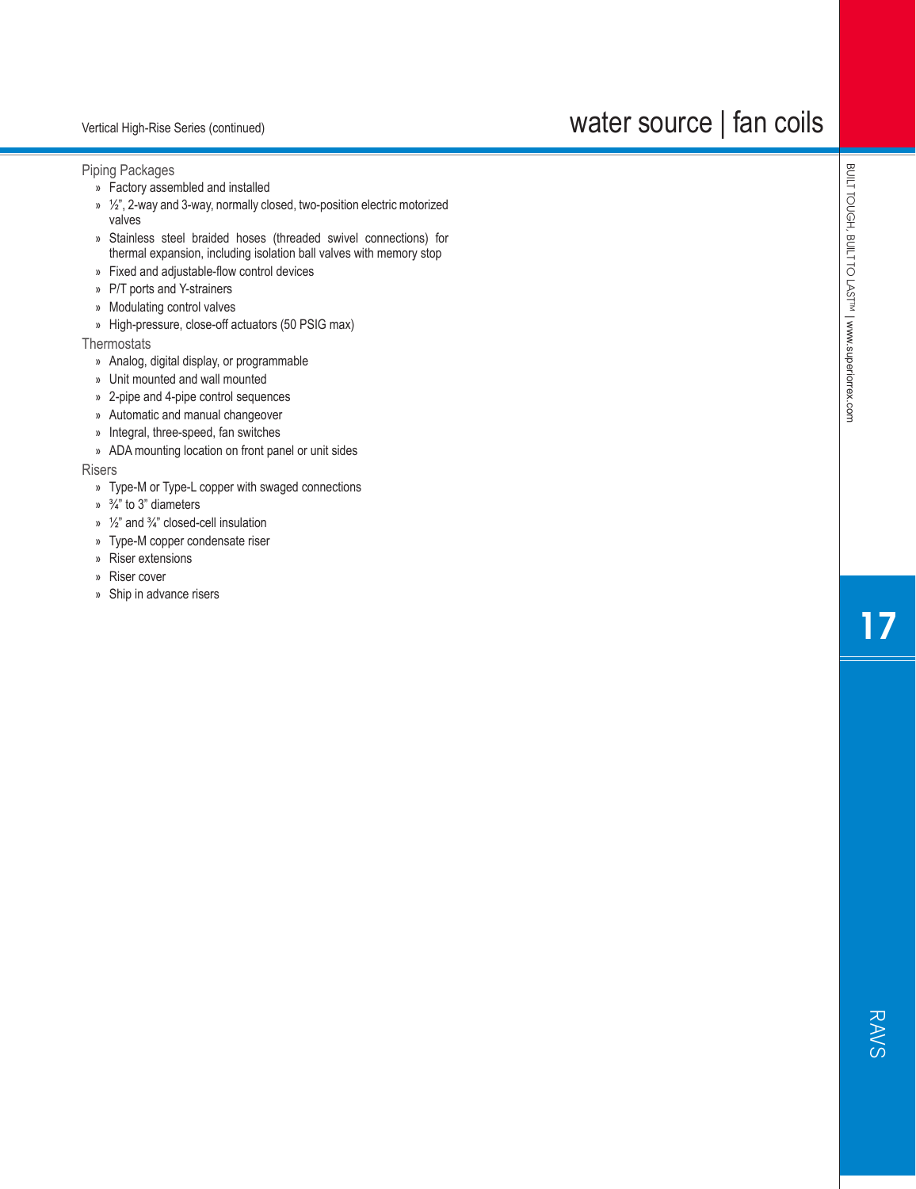Vertical High-Rise Series (continued)

### Piping Packages

- Factory assembled and installed
- ½”, 2-way and 3-way, normally closed, two-position electric motorized valves
- Stainless steel braided hoses (threaded swivel connections) for thermal expansion, including isolation ball valves with memory stop
- Fixed and adjustable-flow control devices
- P/T ports and Y-strainers
- Modulating control valves
- High-pressure, close-off actuators (50 PSIG max)

### Thermostats

- Analog, digital display, or programmable
- Unit mounted and wall mounted
- 2-pipe and 4-pipe control sequences
- Automatic and manual changeover
- Integral, three-speed, fan switches
- ADA mounting location on front panel or unit sides

### Risers

- Type-M or Type-L copper with swaged connections
- ¾” to 3” diameters
- ½” and ¾” closed-cell insulation
- Type-M copper condensate riser
- Riser extensions
- Riser cover
- Ship in advance risers